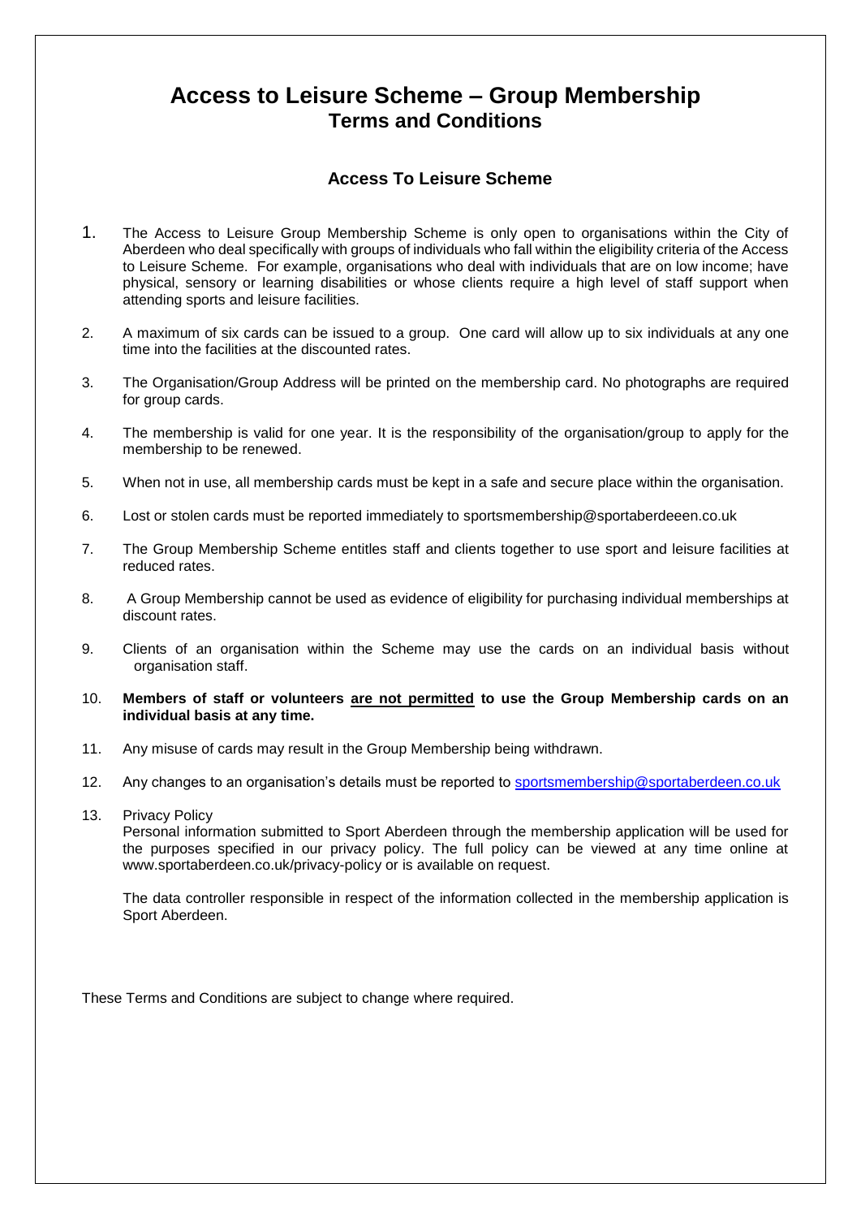# Access to Leisure Scheme – Group Membership
## Terms and Conditions

### Access To Leisure Scheme

1. The Access to Leisure Group Membership Scheme is only open to organisations within the City of Aberdeen who deal specifically with groups of individuals who fall within the eligibility criteria of the Access to Leisure Scheme. For example, organisations who deal with individuals that are on low income; have physical, sensory or learning disabilities or whose clients require a high level of staff support when attending sports and leisure facilities.

2. A maximum of six cards can be issued to a group. One card will allow up to six individuals at any one time into the facilities at the discounted rates.

3. The Organisation/Group Address will be printed on the membership card. No photographs are required for group cards.

4. The membership is valid for one year. It is the responsibility of the organisation/group to apply for the membership to be renewed.

5. When not in use, all membership cards must be kept in a safe and secure place within the organisation.

6. Lost or stolen cards must be reported immediately to sportsmembership@sportaberdeeen.co.uk

7. The Group Membership Scheme entitles staff and clients together to use sport and leisure facilities at reduced rates.

8. A Group Membership cannot be used as evidence of eligibility for purchasing individual memberships at discount rates.

9. Clients of an organisation within the Scheme may use the cards on an individual basis without organisation staff.

10. **Members of staff or volunteers <u>are not permitted</u> to use the Group Membership cards on an individual basis at any time.**

11. Any misuse of cards may result in the Group Membership being withdrawn.

12. Any changes to an organisation's details must be reported to [sportsmembership@sportaberdeen.co.uk](mailto:sportsmembership@sportaberdeen.co.uk)

13. Privacy Policy

    Personal information submitted to Sport Aberdeen through the membership application will be used for the purposes specified in our privacy policy. The full policy can be viewed at any time online at www.sportaberdeen.co.uk/privacy-policy or is available on request.

    The data controller responsible in respect of the information collected in the membership application is Sport Aberdeen.

These Terms and Conditions are subject to change where required.